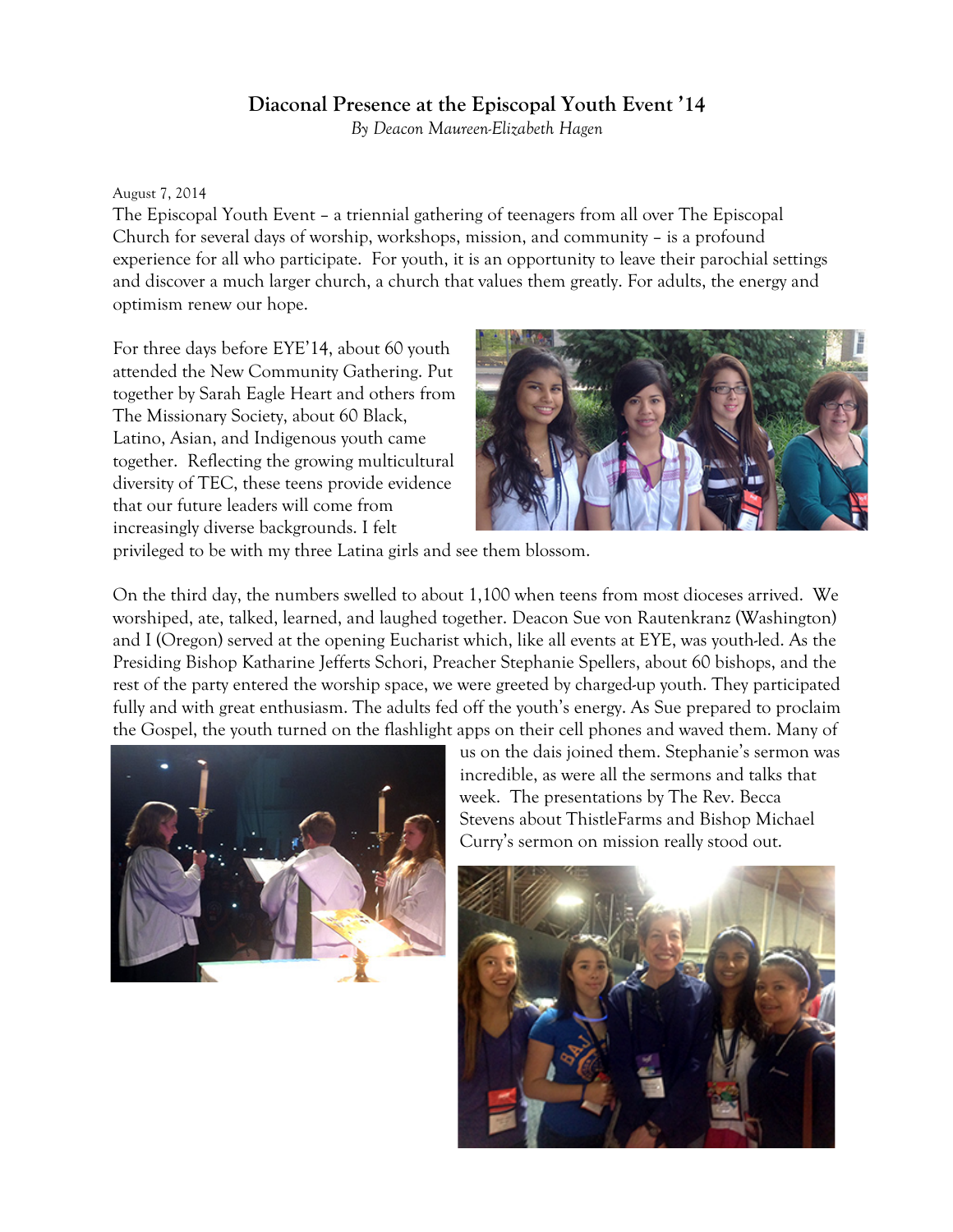# Diaconal Presence at the Episcopal Youth Event '14

*By Deacon Maureen-Elizabeth Hagen*

August 7, 2014

The Episcopal Youth Event – a triennial gathering of teenagers from all over The Episcopal Church for several days of worship, workshops, mission, and community – is a profound experience for all who participate. For youth, it is an opportunity to leave their parochial settings and discover a much larger church, a church that values them greatly. For adults, the energy and optimism renew our hope.

For three days before EYE'14, about 60 youth attended the New Community Gathering. Put together by Sarah Eagle Heart and others from The Missionary Society, about 60 Black, Latino, Asian, and Indigenous youth came together. Reflecting the growing multicultural diversity of TEC, these teens provide evidence that our future leaders will come from increasingly diverse backgrounds. I felt privileged to be with my three Latina girls and see them blossom.

On the third day, the numbers swelled to about 1,100 when teens from most dioceses arrived. We worshiped, ate, talked, learned, and laughed together. Deacon Sue von Rautenkranz (Washington) and I (Oregon) served at the opening Eucharist which, like all events at EYE, was youth-led. As the Presiding Bishop Katharine Jefferts Schori, Preacher Stephanie Spellers, about 60 bishops, and the rest of the party entered the worship space, we were greeted by charged-up youth. They participated fully and with great enthusiasm. The adults fed off the youth's energy. As Sue prepared to proclaim the Gospel, the youth turned on the flashlight apps on their cell phones and waved them. Many of us on the dais joined them. Stephanie's sermon was incredible, as were all the sermons and talks that week. The presentations by The Rev. Becca Stevens about ThistleFarms and Bishop Michael Curry's sermon on mission really stood out.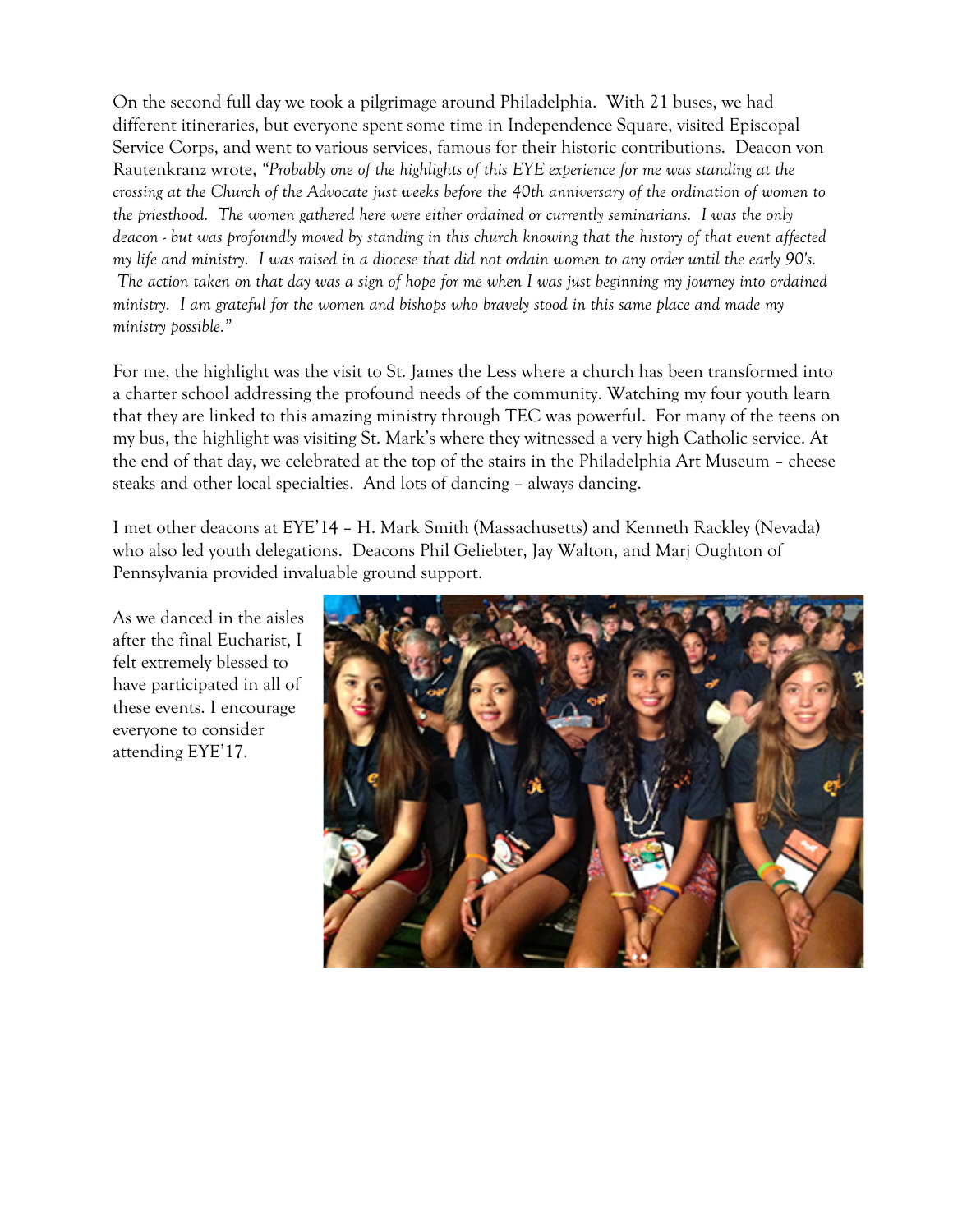On the second full day we took a pilgrimage around Philadelphia. With 21 buses, we had different itineraries, but everyone spent some time in Independence Square, visited Episcopal Service Corps, and went to various services, famous for their historic contributions. Deacon von Rautenkranz wrote, *"Probably one of the highlights of this EYE experience for me was standing at the crossing at the Church of the Advocate just weeks before the 40th anniversary of the ordination of women to the priesthood. The women gathered here were either ordained or currently seminarians. I was the only deacon - but was profoundly moved by standing in this church knowing that the history of that event affected my life and ministry. I was raised in a diocese that did not ordain women to any order until the early 90's. The action taken on that day was a sign of hope for me when I was just beginning my journey into ordained ministry. I am grateful for the women and bishops who bravely stood in this same place and made my ministry possible."*

For me, the highlight was the visit to St. James the Less where a church has been transformed into a charter school addressing the profound needs of the community. Watching my four youth learn that they are linked to this amazing ministry through TEC was powerful. For many of the teens on my bus, the highlight was visiting St. Mark's where they witnessed a very high Catholic service. At the end of that day, we celebrated at the top of the stairs in the Philadelphia Art Museum – cheese steaks and other local specialties. And lots of dancing – always dancing.

I met other deacons at EYE'14 – H. Mark Smith (Massachusetts) and Kenneth Rackley (Nevada) who also led youth delegations. Deacons Phil Geliebter, Jay Walton, and Marj Oughton of Pennsylvania provided invaluable ground support.

As we danced in the aisles after the final Eucharist, I felt extremely blessed to have participated in all of these events. I encourage everyone to consider attending EYE'17.